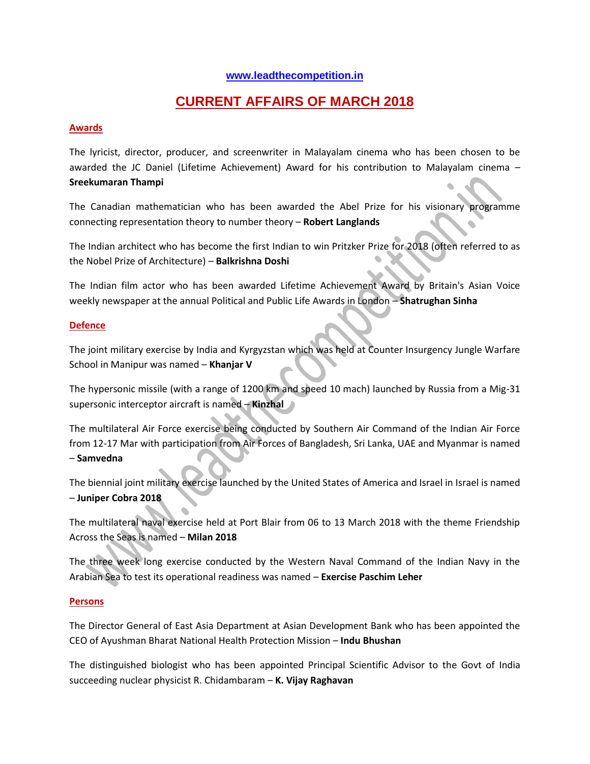www.leadthecompetition.in

# CURRENT AFFAIRS OF MARCH 2018

## Awards

The lyricist, director, producer, and screenwriter in Malayalam cinema who has been chosen to be awarded the JC Daniel (Lifetime Achievement) Award for his contribution to Malayalam cinema – **Sreekumaran Thampi**

The Canadian mathematician who has been awarded the Abel Prize for his visionary programme connecting representation theory to number theory – **Robert Langlands**

The Indian architect who has become the first Indian to win Pritzker Prize for 2018 (often referred to as the Nobel Prize of Architecture) – **Balkrishna Doshi**

The Indian film actor who has been awarded Lifetime Achievement Award by Britain's Asian Voice weekly newspaper at the annual Political and Public Life Awards in London – **Shatrughan Sinha**

## Defence

The joint military exercise by India and Kyrgyzstan which was held at Counter Insurgency Jungle Warfare School in Manipur was named – **Khanjar V**

The hypersonic missile (with a range of 1200 km and speed 10 mach) launched by Russia from a Mig-31 supersonic interceptor aircraft is named – **Kinzhal**

The multilateral Air Force exercise being conducted by Southern Air Command of the Indian Air Force from 12-17 Mar with participation from Air Forces of Bangladesh, Sri Lanka, UAE and Myanmar is named – **Samvedna**

The biennial joint military exercise launched by the United States of America and Israel in Israel is named – **Juniper Cobra 2018**

The multilateral naval exercise held at Port Blair from 06 to 13 March 2018 with the theme Friendship Across the Seas is named – **Milan 2018**

The three week long exercise conducted by the Western Naval Command of the Indian Navy in the Arabian Sea to test its operational readiness was named – **Exercise Paschim Leher**

## Persons

The Director General of East Asia Department at Asian Development Bank who has been appointed the CEO of Ayushman Bharat National Health Protection Mission – **Indu Bhushan**

The distinguished biologist who has been appointed Principal Scientific Advisor to the Govt of India succeeding nuclear physicist R. Chidambaram – **K. Vijay Raghavan**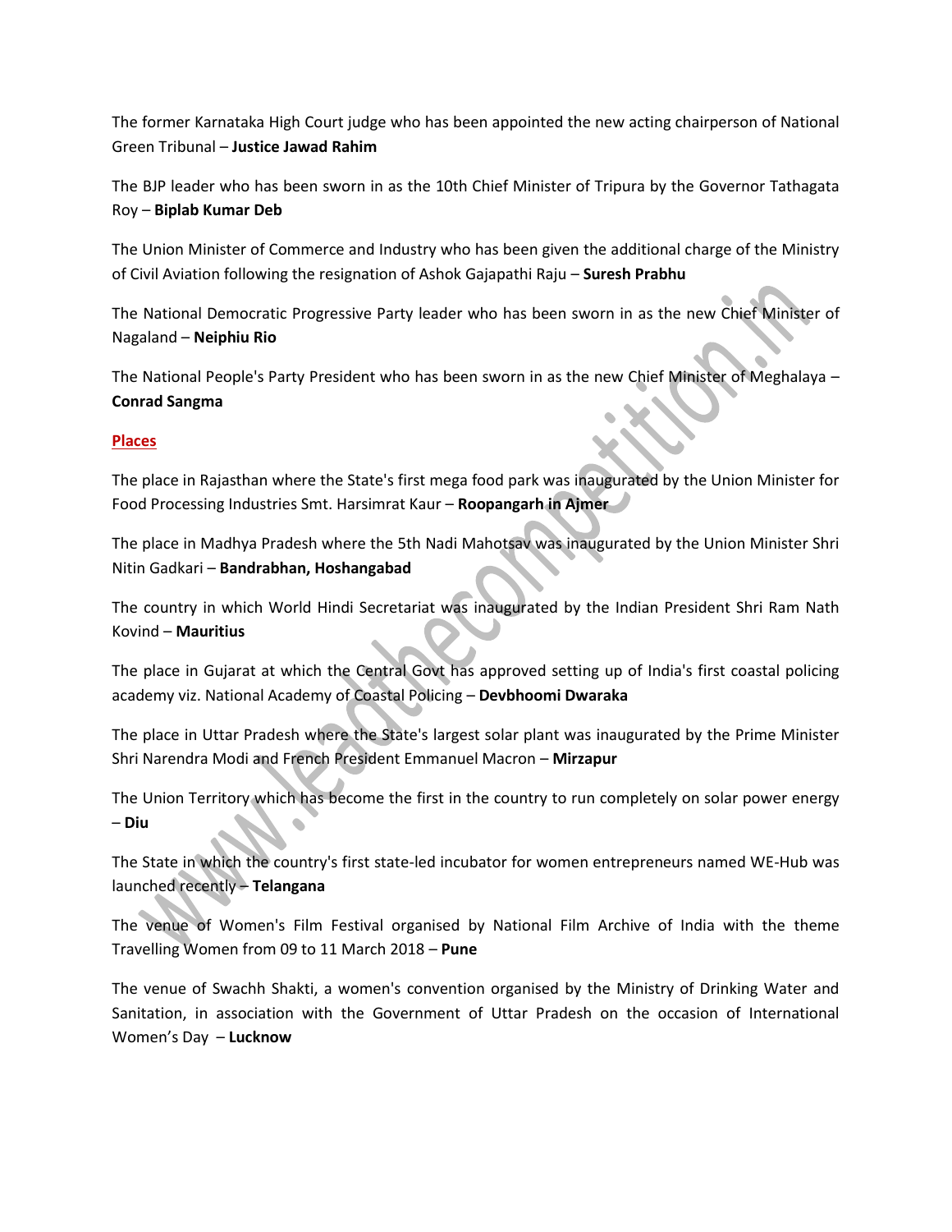The former Karnataka High Court judge who has been appointed the new acting chairperson of National Green Tribunal – **Justice Jawad Rahim**

The BJP leader who has been sworn in as the 10th Chief Minister of Tripura by the Governor Tathagata Roy – **Biplab Kumar Deb**

The Union Minister of Commerce and Industry who has been given the additional charge of the Ministry of Civil Aviation following the resignation of Ashok Gajapathi Raju – **Suresh Prabhu**

The National Democratic Progressive Party leader who has been sworn in as the new Chief Minister of Nagaland – **Neiphiu Rio**

The National People's Party President who has been sworn in as the new Chief Minister of Meghalaya – **Conrad Sangma**

## Places

The place in Rajasthan where the State's first mega food park was inaugurated by the Union Minister for Food Processing Industries Smt. Harsimrat Kaur – **Roopangarh in Ajmer**

The place in Madhya Pradesh where the 5th Nadi Mahotsav was inaugurated by the Union Minister Shri Nitin Gadkari – **Bandrabhan, Hoshangabad**

The country in which World Hindi Secretariat was inaugurated by the Indian President Shri Ram Nath Kovind – **Mauritius**

The place in Gujarat at which the Central Govt has approved setting up of India's first coastal policing academy viz. National Academy of Coastal Policing – **Devbhoomi Dwaraka**

The place in Uttar Pradesh where the State's largest solar plant was inaugurated by the Prime Minister Shri Narendra Modi and French President Emmanuel Macron – **Mirzapur**

The Union Territory which has become the first in the country to run completely on solar power energy – **Diu**

The State in which the country's first state-led incubator for women entrepreneurs named WE-Hub was launched recently – **Telangana**

The venue of Women's Film Festival organised by National Film Archive of India with the theme Travelling Women from 09 to 11 March 2018 – **Pune**

The venue of Swachh Shakti, a women's convention organised by the Ministry of Drinking Water and Sanitation, in association with the Government of Uttar Pradesh on the occasion of International Women's Day – **Lucknow**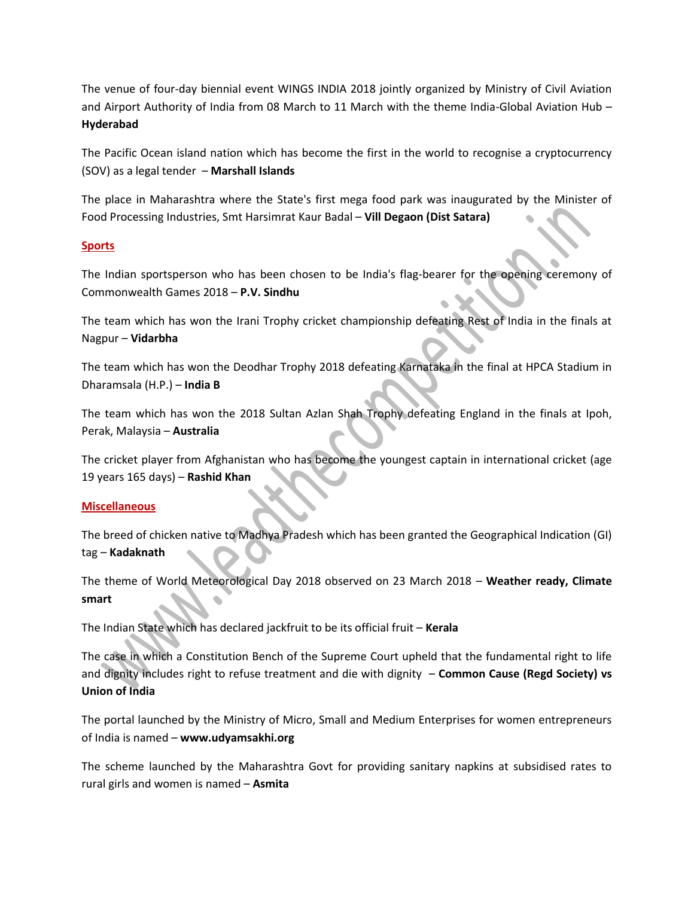The venue of four-day biennial event WINGS INDIA 2018 jointly organized by Ministry of Civil Aviation and Airport Authority of India from 08 March to 11 March with the theme India-Global Aviation Hub – **Hyderabad**

The Pacific Ocean island nation which has become the first in the world to recognise a cryptocurrency (SOV) as a legal tender – **Marshall Islands**

The place in Maharashtra where the State's first mega food park was inaugurated by the Minister of Food Processing Industries, Smt Harsimrat Kaur Badal – **Vill Degaon (Dist Satara)**

## Sports

The Indian sportsperson who has been chosen to be India's flag-bearer for the opening ceremony of Commonwealth Games 2018 – **P.V. Sindhu**

The team which has won the Irani Trophy cricket championship defeating Rest of India in the finals at Nagpur – **Vidarbha**

The team which has won the Deodhar Trophy 2018 defeating Karnataka in the final at HPCA Stadium in Dharamsala (H.P.) – **India B**

The team which has won the 2018 Sultan Azlan Shah Trophy defeating England in the finals at Ipoh, Perak, Malaysia – **Australia**

The cricket player from Afghanistan who has become the youngest captain in international cricket (age 19 years 165 days) – **Rashid Khan**

## Miscellaneous

The breed of chicken native to Madhya Pradesh which has been granted the Geographical Indication (GI) tag – **Kadaknath**

The theme of World Meteorological Day 2018 observed on 23 March 2018 – **Weather ready, Climate smart**

The Indian State which has declared jackfruit to be its official fruit – **Kerala**

The case in which a Constitution Bench of the Supreme Court upheld that the fundamental right to life and dignity includes right to refuse treatment and die with dignity – **Common Cause (Regd Society) vs Union of India**

The portal launched by the Ministry of Micro, Small and Medium Enterprises for women entrepreneurs of India is named – **www.udyamsakhi.org**

The scheme launched by the Maharashtra Govt for providing sanitary napkins at subsidised rates to rural girls and women is named – **Asmita**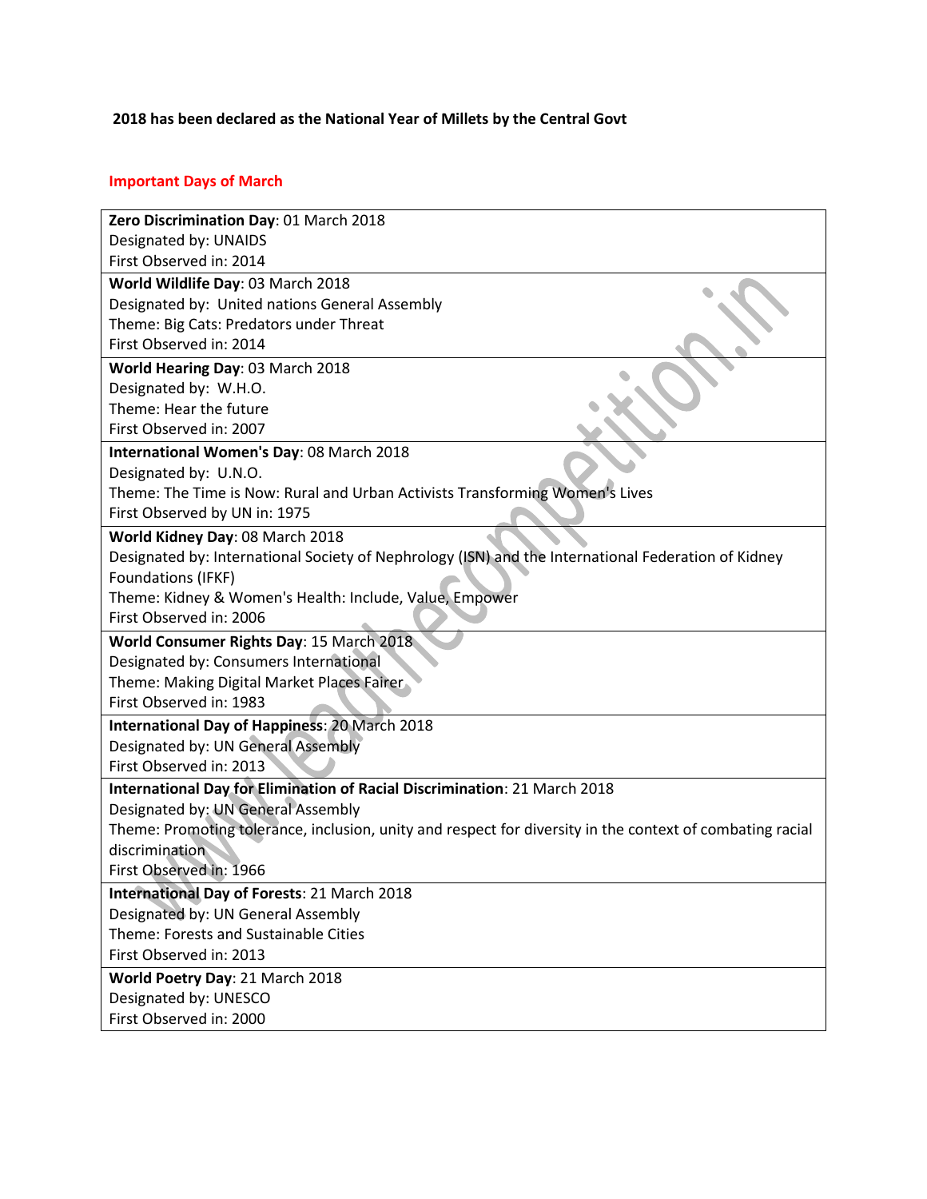**2018 has been declared as the National Year of Millets by the Central Govt**

## Important Days of March

| |
|---|
| **Zero Discrimination Day**: 01 March 2018<br>Designated by: UNAIDS<br>First Observed in: 2014 |
| **World Wildlife Day**: 03 March 2018<br>Designated by: United nations General Assembly<br>Theme: Big Cats: Predators under Threat<br>First Observed in: 2014 |
| **World Hearing Day**: 03 March 2018<br>Designated by: W.H.O.<br>Theme: Hear the future<br>First Observed in: 2007 |
| **International Women's Day**: 08 March 2018<br>Designated by: U.N.O.<br>Theme: The Time is Now: Rural and Urban Activists Transforming Women's Lives<br>First Observed by UN in: 1975 |
| **World Kidney Day**: 08 March 2018<br>Designated by: International Society of Nephrology (ISN) and the International Federation of Kidney Foundations (IFKF)<br>Theme: Kidney & Women's Health: Include, Value, Empower<br>First Observed in: 2006 |
| **World Consumer Rights Day**: 15 March 2018<br>Designated by: Consumers International<br>Theme: Making Digital Market Places Fairer<br>First Observed in: 1983 |
| **International Day of Happiness**: 20 March 2018<br>Designated by: UN General Assembly<br>First Observed in: 2013 |
| **International Day for Elimination of Racial Discrimination**: 21 March 2018<br>Designated by: UN General Assembly<br>Theme: Promoting tolerance, inclusion, unity and respect for diversity in the context of combating racial discrimination<br>First Observed in: 1966 |
| **International Day of Forests**: 21 March 2018<br>Designated by: UN General Assembly<br>Theme: Forests and Sustainable Cities<br>First Observed in: 2013 |
| **World Poetry Day**: 21 March 2018<br>Designated by: UNESCO<br>First Observed in: 2000 |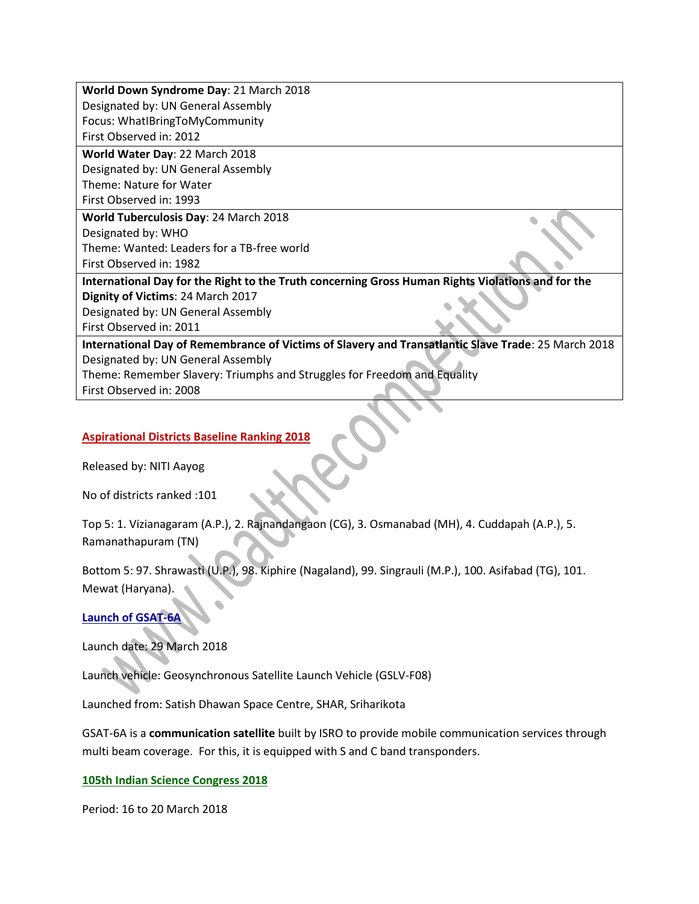| |
|---|
| **World Down Syndrome Day**: 21 March 2018<br>Designated by: UN General Assembly<br>Focus: WhatIBringToMyCommunity<br>First Observed in: 2012 |
| **World Water Day**: 22 March 2018<br>Designated by: UN General Assembly<br>Theme: Nature for Water<br>First Observed in: 1993 |
| **World Tuberculosis Day**: 24 March 2018<br>Designated by: WHO<br>Theme: Wanted: Leaders for a TB-free world<br>First Observed in: 1982 |
| **International Day for the Right to the Truth concerning Gross Human Rights Violations and for the Dignity of Victims**: 24 March 2017<br>Designated by: UN General Assembly<br>First Observed in: 2011 |
| **International Day of Remembrance of Victims of Slavery and Transatlantic Slave Trade**: 25 March 2018<br>Designated by: UN General Assembly<br>Theme: Remember Slavery: Triumphs and Struggles for Freedom and Equality<br>First Observed in: 2008 |

## Aspirational Districts Baseline Ranking 2018

Released by: NITI Aayog

No of districts ranked :101

Top 5: 1. Vizianagaram (A.P.), 2. Rajnandangaon (CG), 3. Osmanabad (MH), 4. Cuddapah (A.P.), 5. Ramanathapuram (TN)

Bottom 5: 97. Shrawasti (U.P.), 98. Kiphire (Nagaland), 99. Singrauli (M.P.), 100. Asifabad (TG), 101. Mewat (Haryana).

## Launch of GSAT-6A

Launch date: 29 March 2018

Launch vehicle: Geosynchronous Satellite Launch Vehicle (GSLV-F08)

Launched from: Satish Dhawan Space Centre, SHAR, Sriharikota

GSAT-6A is a **communication satellite** built by ISRO to provide mobile communication services through multi beam coverage. For this, it is equipped with S and C band transponders.

## 105th Indian Science Congress 2018

Period: 16 to 20 March 2018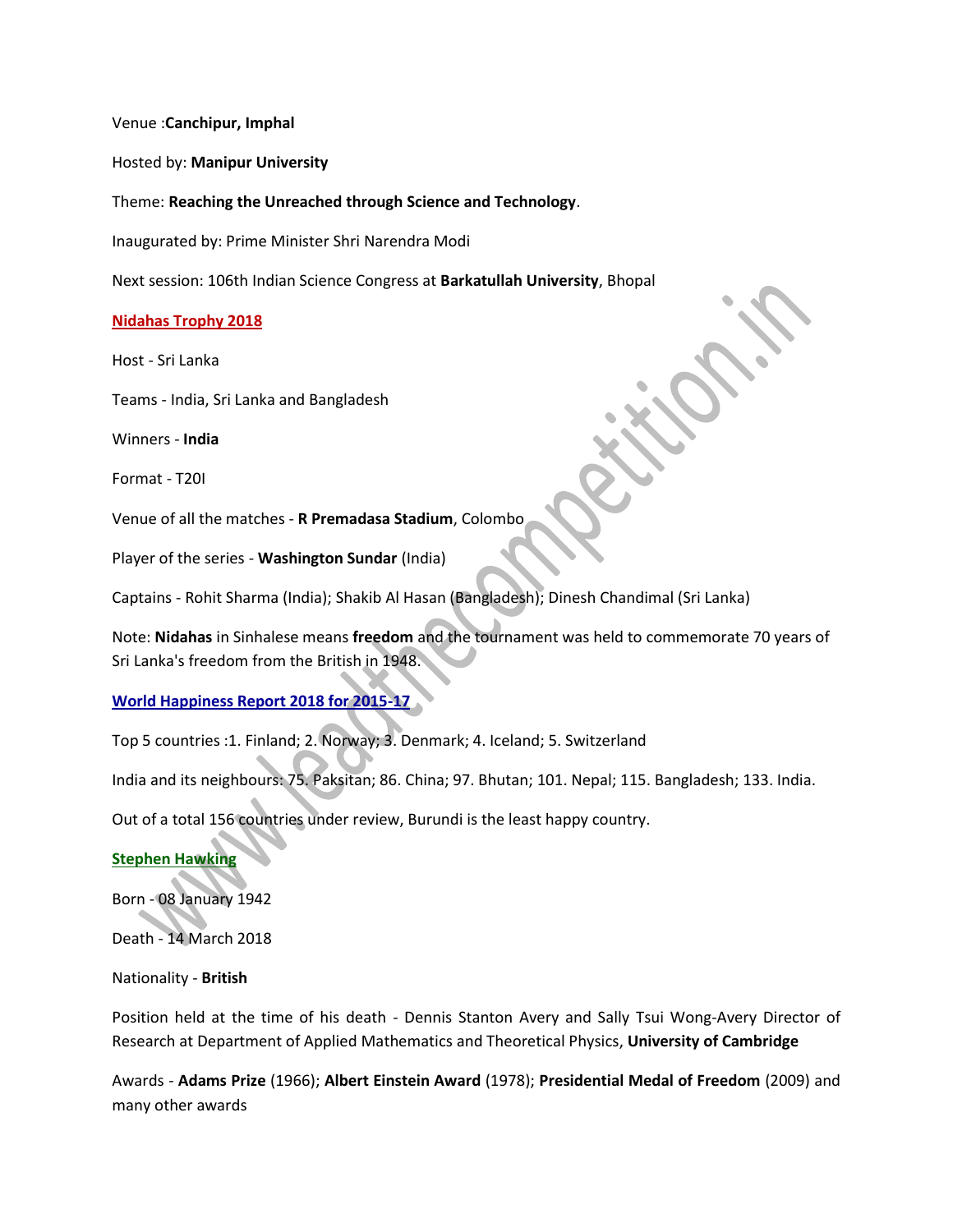Venue :**Canchipur, Imphal**

Hosted by: **Manipur University**

Theme: **Reaching the Unreached through Science and Technology**.

Inaugurated by: Prime Minister Shri Narendra Modi

Next session: 106th Indian Science Congress at **Barkatullah University**, Bhopal

## Nidahas Trophy 2018

Host - Sri Lanka

Teams - India, Sri Lanka and Bangladesh

Winners - **India**

Format - T20I

Venue of all the matches - **R Premadasa Stadium**, Colombo

Player of the series - **Washington Sundar** (India)

Captains - Rohit Sharma (India); Shakib Al Hasan (Bangladesh); Dinesh Chandimal (Sri Lanka)

Note: **Nidahas** in Sinhalese means **freedom** and the tournament was held to commemorate 70 years of Sri Lanka's freedom from the British in 1948.

## World Happiness Report 2018 for 2015-17

Top 5 countries :1. Finland; 2. Norway; 3. Denmark; 4. Iceland; 5. Switzerland

India and its neighbours: 75. Paksitan; 86. China; 97. Bhutan; 101. Nepal; 115. Bangladesh; 133. India.

Out of a total 156 countries under review, Burundi is the least happy country.

## Stephen Hawking

Born - 08 January 1942

Death - 14 March 2018

Nationality - **British**

Position held at the time of his death - Dennis Stanton Avery and Sally Tsui Wong-Avery Director of Research at Department of Applied Mathematics and Theoretical Physics, **University of Cambridge**

Awards - **Adams Prize** (1966); **Albert Einstein Award** (1978); **Presidential Medal of Freedom** (2009) and many other awards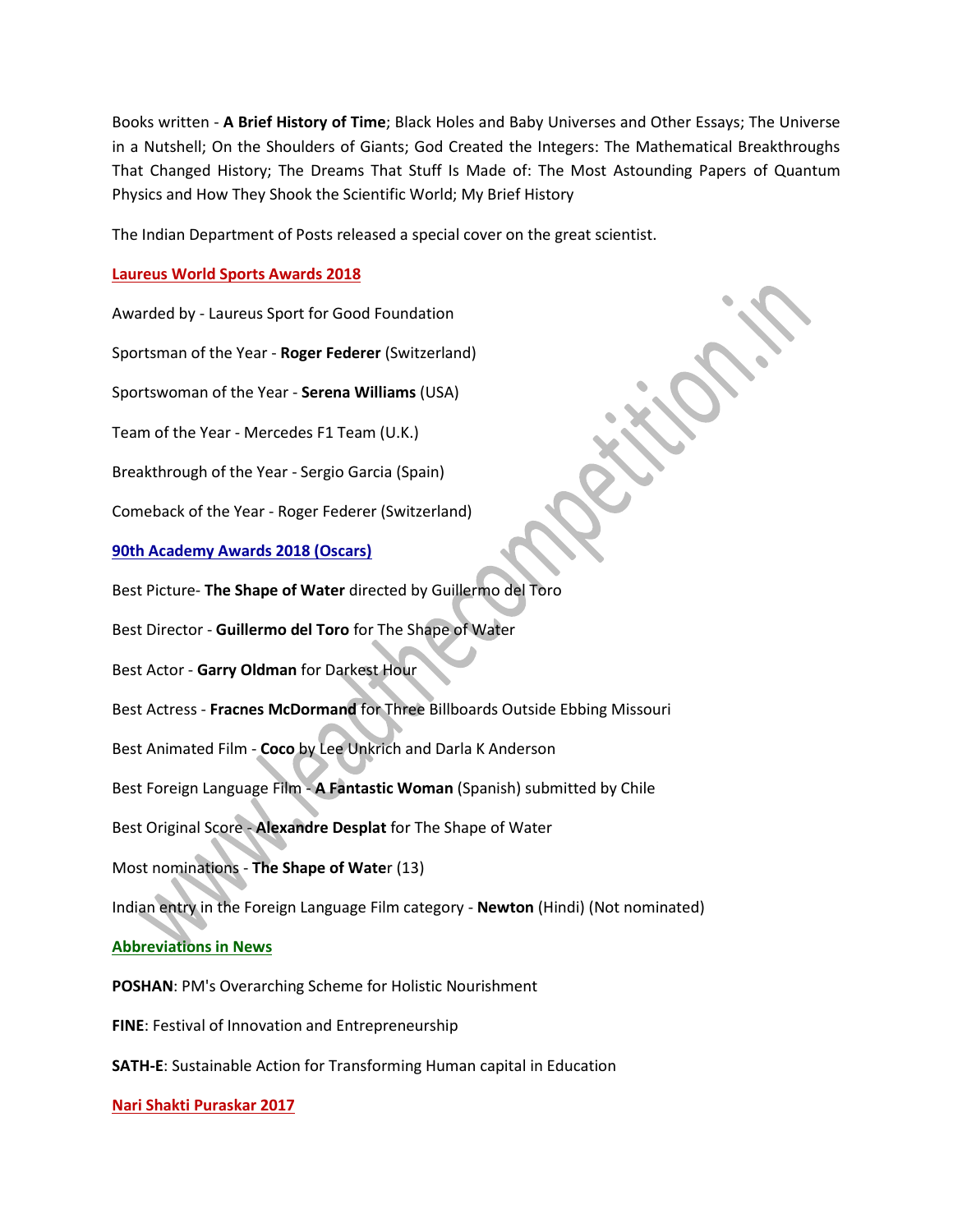Books written - **A Brief History of Time**; Black Holes and Baby Universes and Other Essays; The Universe in a Nutshell; On the Shoulders of Giants; God Created the Integers: The Mathematical Breakthroughs That Changed History; The Dreams That Stuff Is Made of: The Most Astounding Papers of Quantum Physics and How They Shook the Scientific World; My Brief History

The Indian Department of Posts released a special cover on the great scientist.

## Laureus World Sports Awards 2018

Awarded by - Laureus Sport for Good Foundation

Sportsman of the Year - **Roger Federer** (Switzerland)

Sportswoman of the Year - **Serena Williams** (USA)

Team of the Year - Mercedes F1 Team (U.K.)

Breakthrough of the Year - Sergio Garcia (Spain)

Comeback of the Year - Roger Federer (Switzerland)

## 90th Academy Awards 2018 (Oscars)

Best Picture- **The Shape of Water** directed by Guillermo del Toro

Best Director - **Guillermo del Toro** for The Shape of Water

Best Actor - **Garry Oldman** for Darkest Hour

Best Actress - **Fracnes McDormand** for Three Billboards Outside Ebbing Missouri

Best Animated Film - **Coco** by Lee Unkrich and Darla K Anderson

Best Foreign Language Film - **A Fantastic Woman** (Spanish) submitted by Chile

Best Original Score - **Alexandre Desplat** for The Shape of Water

Most nominations - **The Shape of Wate**r (13)

Indian entry in the Foreign Language Film category - **Newton** (Hindi) (Not nominated)

## Abbreviations in News

**POSHAN**: PM's Overarching Scheme for Holistic Nourishment

**FINE**: Festival of Innovation and Entrepreneurship

**SATH-E**: Sustainable Action for Transforming Human capital in Education

## Nari Shakti Puraskar 2017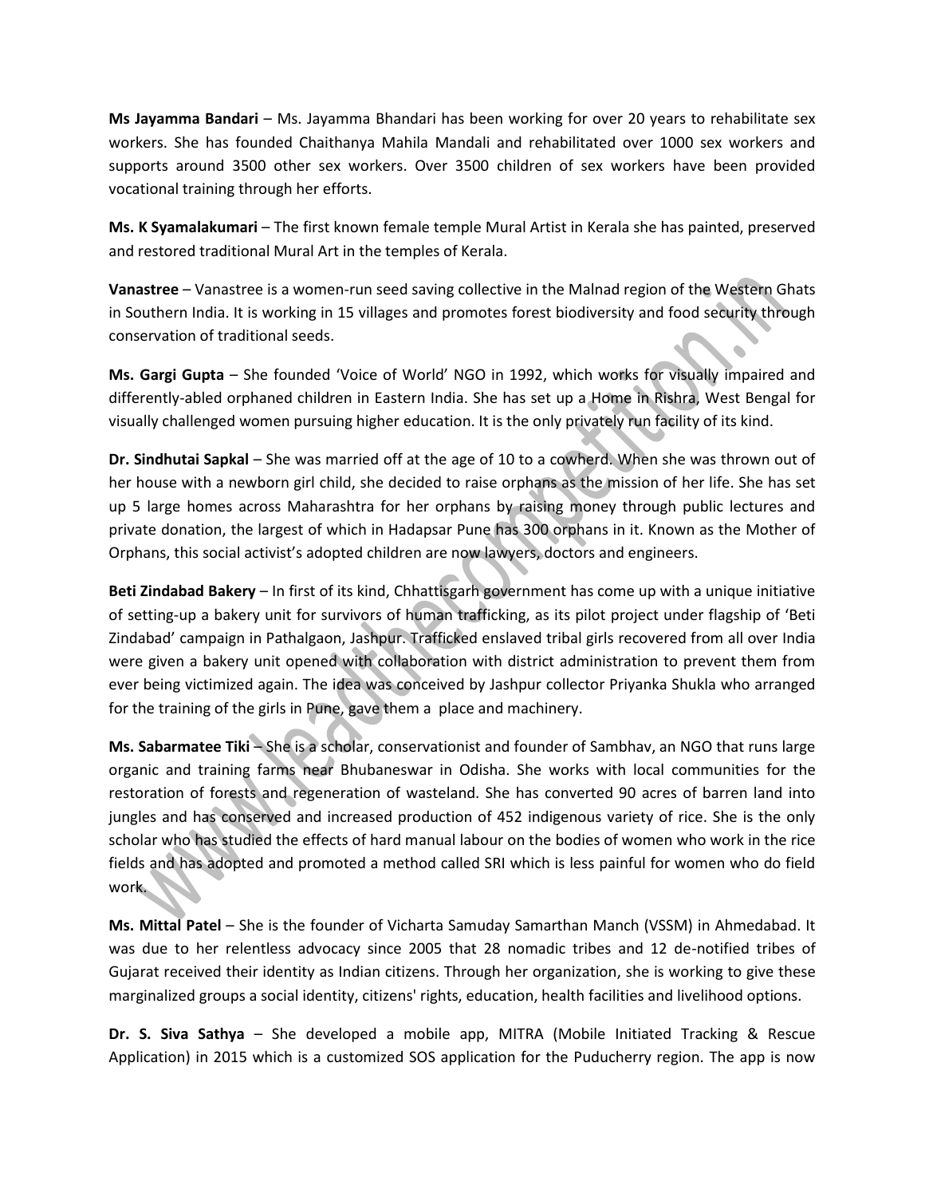**Ms Jayamma Bandari** – Ms. Jayamma Bhandari has been working for over 20 years to rehabilitate sex workers. She has founded Chaithanya Mahila Mandali and rehabilitated over 1000 sex workers and supports around 3500 other sex workers. Over 3500 children of sex workers have been provided vocational training through her efforts.

**Ms. K Syamalakumari** – The first known female temple Mural Artist in Kerala she has painted, preserved and restored traditional Mural Art in the temples of Kerala.

**Vanastree** – Vanastree is a women-run seed saving collective in the Malnad region of the Western Ghats in Southern India. It is working in 15 villages and promotes forest biodiversity and food security through conservation of traditional seeds.

**Ms. Gargi Gupta** – She founded 'Voice of World' NGO in 1992, which works for visually impaired and differently-abled orphaned children in Eastern India. She has set up a Home in Rishra, West Bengal for visually challenged women pursuing higher education. It is the only privately run facility of its kind.

**Dr. Sindhutai Sapkal** – She was married off at the age of 10 to a cowherd. When she was thrown out of her house with a newborn girl child, she decided to raise orphans as the mission of her life. She has set up 5 large homes across Maharashtra for her orphans by raising money through public lectures and private donation, the largest of which in Hadapsar Pune has 300 orphans in it. Known as the Mother of Orphans, this social activist's adopted children are now lawyers, doctors and engineers.

**Beti Zindabad Bakery** – In first of its kind, Chhattisgarh government has come up with a unique initiative of setting-up a bakery unit for survivors of human trafficking, as its pilot project under flagship of 'Beti Zindabad' campaign in Pathalgaon, Jashpur. Trafficked enslaved tribal girls recovered from all over India were given a bakery unit opened with collaboration with district administration to prevent them from ever being victimized again. The idea was conceived by Jashpur collector Priyanka Shukla who arranged for the training of the girls in Pune, gave them a place and machinery.

**Ms. Sabarmatee Tiki** – She is a scholar, conservationist and founder of Sambhav, an NGO that runs large organic and training farms near Bhubaneswar in Odisha. She works with local communities for the restoration of forests and regeneration of wasteland. She has converted 90 acres of barren land into jungles and has conserved and increased production of 452 indigenous variety of rice. She is the only scholar who has studied the effects of hard manual labour on the bodies of women who work in the rice fields and has adopted and promoted a method called SRI which is less painful for women who do field work.

**Ms. Mittal Patel** – She is the founder of Vicharta Samuday Samarthan Manch (VSSM) in Ahmedabad. It was due to her relentless advocacy since 2005 that 28 nomadic tribes and 12 de-notified tribes of Gujarat received their identity as Indian citizens. Through her organization, she is working to give these marginalized groups a social identity, citizens' rights, education, health facilities and livelihood options.

**Dr. S. Siva Sathya** – She developed a mobile app, MITRA (Mobile Initiated Tracking & Rescue Application) in 2015 which is a customized SOS application for the Puducherry region. The app is now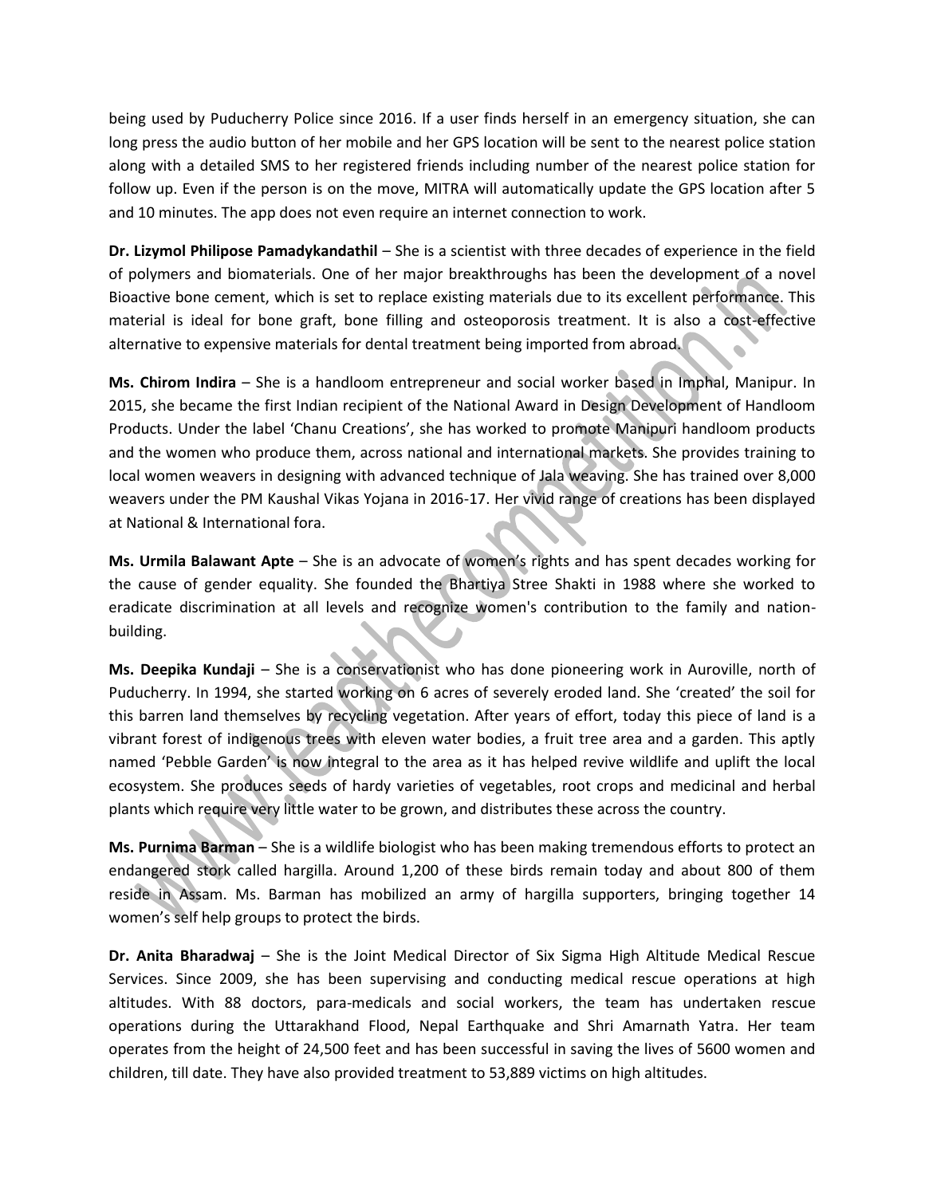being used by Puducherry Police since 2016. If a user finds herself in an emergency situation, she can long press the audio button of her mobile and her GPS location will be sent to the nearest police station along with a detailed SMS to her registered friends including number of the nearest police station for follow up. Even if the person is on the move, MITRA will automatically update the GPS location after 5 and 10 minutes. The app does not even require an internet connection to work.

**Dr. Lizymol Philipose Pamadykandathil** – She is a scientist with three decades of experience in the field of polymers and biomaterials. One of her major breakthroughs has been the development of a novel Bioactive bone cement, which is set to replace existing materials due to its excellent performance. This material is ideal for bone graft, bone filling and osteoporosis treatment. It is also a cost-effective alternative to expensive materials for dental treatment being imported from abroad.

**Ms. Chirom Indira** – She is a handloom entrepreneur and social worker based in Imphal, Manipur. In 2015, she became the first Indian recipient of the National Award in Design Development of Handloom Products. Under the label 'Chanu Creations', she has worked to promote Manipuri handloom products and the women who produce them, across national and international markets. She provides training to local women weavers in designing with advanced technique of Jala weaving. She has trained over 8,000 weavers under the PM Kaushal Vikas Yojana in 2016-17. Her vivid range of creations has been displayed at National & International fora.

**Ms. Urmila Balawant Apte** – She is an advocate of women's rights and has spent decades working for the cause of gender equality. She founded the Bhartiya Stree Shakti in 1988 where she worked to eradicate discrimination at all levels and recognize women's contribution to the family and nation-building.

**Ms. Deepika Kundaji** – She is a conservationist who has done pioneering work in Auroville, north of Puducherry. In 1994, she started working on 6 acres of severely eroded land. She 'created' the soil for this barren land themselves by recycling vegetation. After years of effort, today this piece of land is a vibrant forest of indigenous trees with eleven water bodies, a fruit tree area and a garden. This aptly named 'Pebble Garden' is now integral to the area as it has helped revive wildlife and uplift the local ecosystem. She produces seeds of hardy varieties of vegetables, root crops and medicinal and herbal plants which require very little water to be grown, and distributes these across the country.

**Ms. Purnima Barman** – She is a wildlife biologist who has been making tremendous efforts to protect an endangered stork called hargilla. Around 1,200 of these birds remain today and about 800 of them reside in Assam. Ms. Barman has mobilized an army of hargilla supporters, bringing together 14 women's self help groups to protect the birds.

**Dr. Anita Bharadwaj** – She is the Joint Medical Director of Six Sigma High Altitude Medical Rescue Services. Since 2009, she has been supervising and conducting medical rescue operations at high altitudes. With 88 doctors, para-medicals and social workers, the team has undertaken rescue operations during the Uttarakhand Flood, Nepal Earthquake and Shri Amarnath Yatra. Her team operates from the height of 24,500 feet and has been successful in saving the lives of 5600 women and children, till date. They have also provided treatment to 53,889 victims on high altitudes.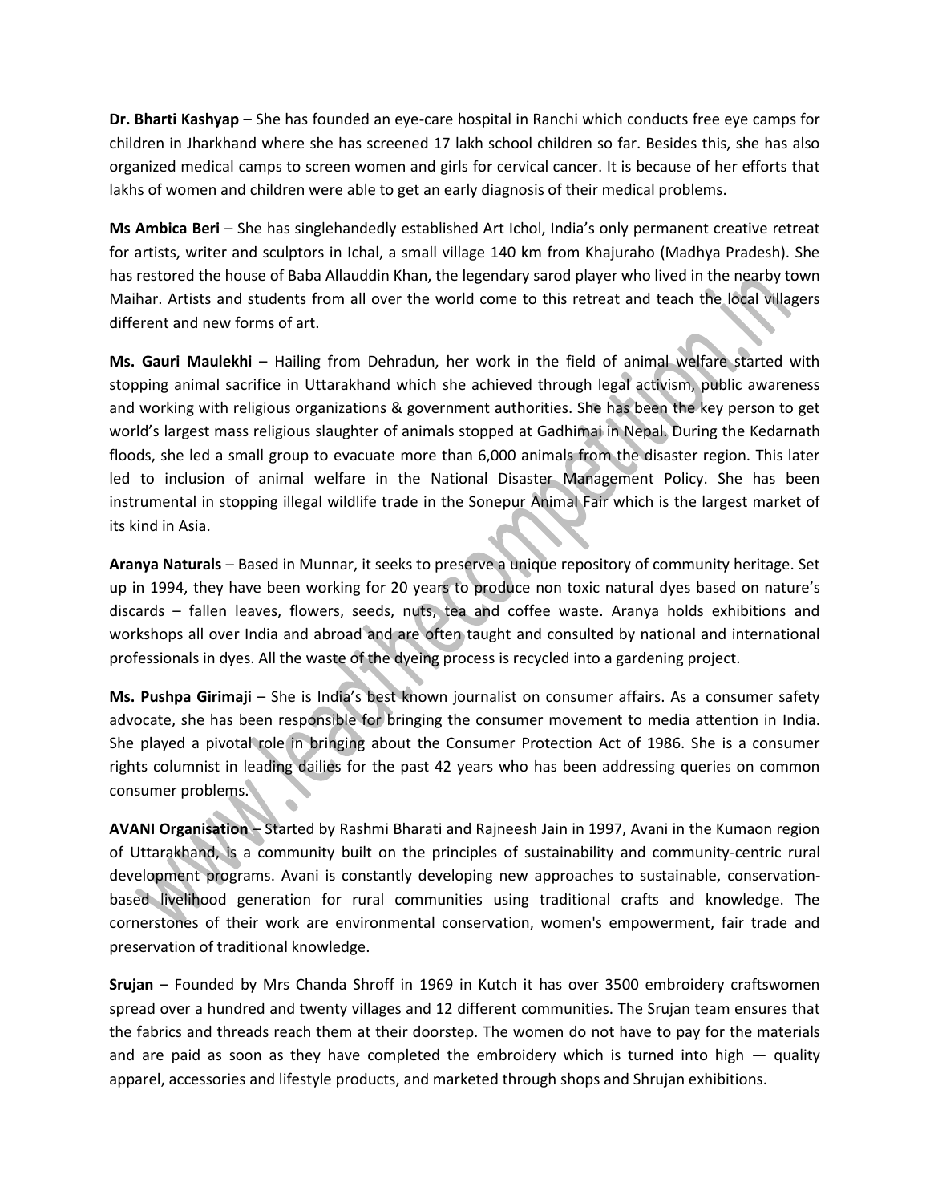**Dr. Bharti Kashyap** – She has founded an eye-care hospital in Ranchi which conducts free eye camps for children in Jharkhand where she has screened 17 lakh school children so far. Besides this, she has also organized medical camps to screen women and girls for cervical cancer. It is because of her efforts that lakhs of women and children were able to get an early diagnosis of their medical problems.

**Ms Ambica Beri** – She has singlehandedly established Art Ichol, India's only permanent creative retreat for artists, writer and sculptors in Ichal, a small village 140 km from Khajuraho (Madhya Pradesh). She has restored the house of Baba Allauddin Khan, the legendary sarod player who lived in the nearby town Maihar. Artists and students from all over the world come to this retreat and teach the local villagers different and new forms of art.

**Ms. Gauri Maulekhi** – Hailing from Dehradun, her work in the field of animal welfare started with stopping animal sacrifice in Uttarakhand which she achieved through legal activism, public awareness and working with religious organizations & government authorities. She has been the key person to get world's largest mass religious slaughter of animals stopped at Gadhimai in Nepal. During the Kedarnath floods, she led a small group to evacuate more than 6,000 animals from the disaster region. This later led to inclusion of animal welfare in the National Disaster Management Policy. She has been instrumental in stopping illegal wildlife trade in the Sonepur Animal Fair which is the largest market of its kind in Asia.

**Aranya Naturals** – Based in Munnar, it seeks to preserve a unique repository of community heritage. Set up in 1994, they have been working for 20 years to produce non toxic natural dyes based on nature's discards – fallen leaves, flowers, seeds, nuts, tea and coffee waste. Aranya holds exhibitions and workshops all over India and abroad and are often taught and consulted by national and international professionals in dyes. All the waste of the dyeing process is recycled into a gardening project.

**Ms. Pushpa Girimaji** – She is India's best known journalist on consumer affairs. As a consumer safety advocate, she has been responsible for bringing the consumer movement to media attention in India. She played a pivotal role in bringing about the Consumer Protection Act of 1986. She is a consumer rights columnist in leading dailies for the past 42 years who has been addressing queries on common consumer problems.

**AVANI Organisation** – Started by Rashmi Bharati and Rajneesh Jain in 1997, Avani in the Kumaon region of Uttarakhand, is a community built on the principles of sustainability and community-centric rural development programs. Avani is constantly developing new approaches to sustainable, conservation-based livelihood generation for rural communities using traditional crafts and knowledge. The cornerstones of their work are environmental conservation, women's empowerment, fair trade and preservation of traditional knowledge.

**Srujan** – Founded by Mrs Chanda Shroff in 1969 in Kutch it has over 3500 embroidery craftswomen spread over a hundred and twenty villages and 12 different communities. The Srujan team ensures that the fabrics and threads reach them at their doorstep. The women do not have to pay for the materials and are paid as soon as they have completed the embroidery which is turned into high — quality apparel, accessories and lifestyle products, and marketed through shops and Shrujan exhibitions.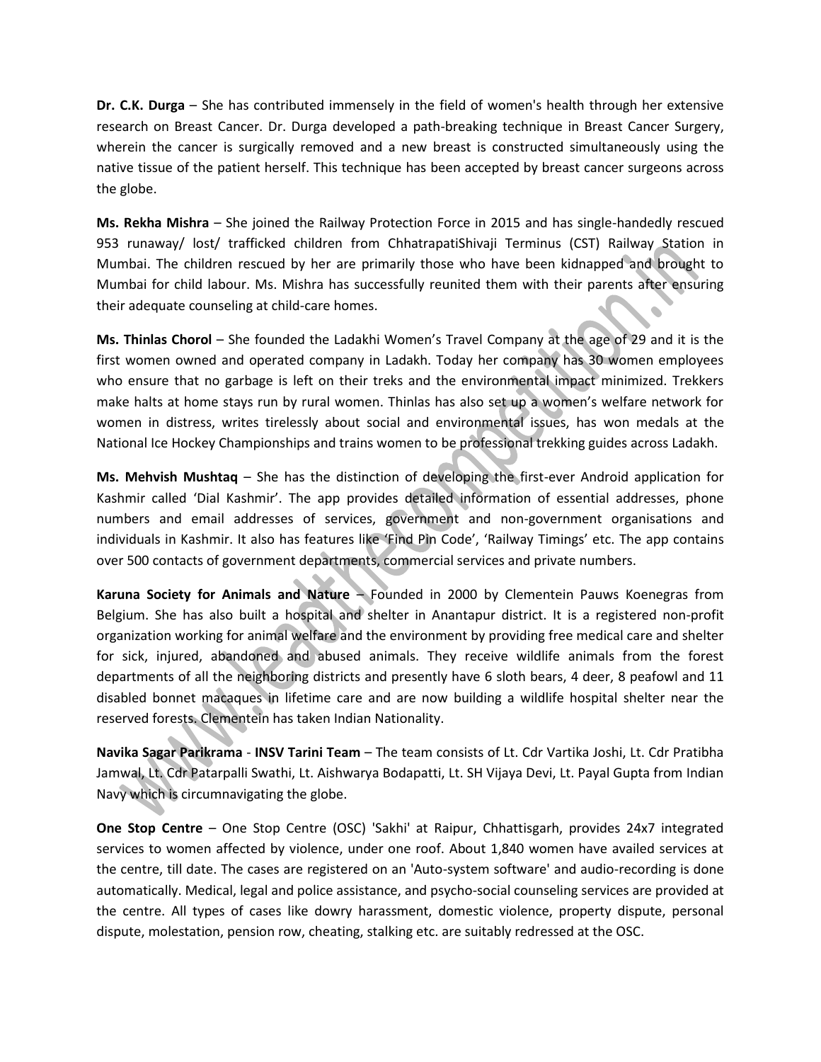**Dr. C.K. Durga** – She has contributed immensely in the field of women's health through her extensive research on Breast Cancer. Dr. Durga developed a path-breaking technique in Breast Cancer Surgery, wherein the cancer is surgically removed and a new breast is constructed simultaneously using the native tissue of the patient herself. This technique has been accepted by breast cancer surgeons across the globe.

**Ms. Rekha Mishra** – She joined the Railway Protection Force in 2015 and has single-handedly rescued 953 runaway/ lost/ trafficked children from ChhatrapatiShivaji Terminus (CST) Railway Station in Mumbai. The children rescued by her are primarily those who have been kidnapped and brought to Mumbai for child labour. Ms. Mishra has successfully reunited them with their parents after ensuring their adequate counseling at child-care homes.

**Ms. Thinlas Chorol** – She founded the Ladakhi Women's Travel Company at the age of 29 and it is the first women owned and operated company in Ladakh. Today her company has 30 women employees who ensure that no garbage is left on their treks and the environmental impact minimized. Trekkers make halts at home stays run by rural women. Thinlas has also set up a women's welfare network for women in distress, writes tirelessly about social and environmental issues, has won medals at the National Ice Hockey Championships and trains women to be professional trekking guides across Ladakh.

**Ms. Mehvish Mushtaq** – She has the distinction of developing the first-ever Android application for Kashmir called 'Dial Kashmir'. The app provides detailed information of essential addresses, phone numbers and email addresses of services, government and non-government organisations and individuals in Kashmir. It also has features like 'Find Pin Code', 'Railway Timings' etc. The app contains over 500 contacts of government departments, commercial services and private numbers.

**Karuna Society for Animals and Nature** – Founded in 2000 by Clementein Pauws Koenegras from Belgium. She has also built a hospital and shelter in Anantapur district. It is a registered non-profit organization working for animal welfare and the environment by providing free medical care and shelter for sick, injured, abandoned and abused animals. They receive wildlife animals from the forest departments of all the neighboring districts and presently have 6 sloth bears, 4 deer, 8 peafowl and 11 disabled bonnet macaques in lifetime care and are now building a wildlife hospital shelter near the reserved forests. Clementein has taken Indian Nationality.

**Navika Sagar Parikrama** - **INSV Tarini Team** – The team consists of Lt. Cdr Vartika Joshi, Lt. Cdr Pratibha Jamwal, Lt. Cdr Patarpalli Swathi, Lt. Aishwarya Bodapatti, Lt. SH Vijaya Devi, Lt. Payal Gupta from Indian Navy which is circumnavigating the globe.

**One Stop Centre** – One Stop Centre (OSC) 'Sakhi' at Raipur, Chhattisgarh, provides 24x7 integrated services to women affected by violence, under one roof. About 1,840 women have availed services at the centre, till date. The cases are registered on an 'Auto-system software' and audio-recording is done automatically. Medical, legal and police assistance, and psycho-social counseling services are provided at the centre. All types of cases like dowry harassment, domestic violence, property dispute, personal dispute, molestation, pension row, cheating, stalking etc. are suitably redressed at the OSC.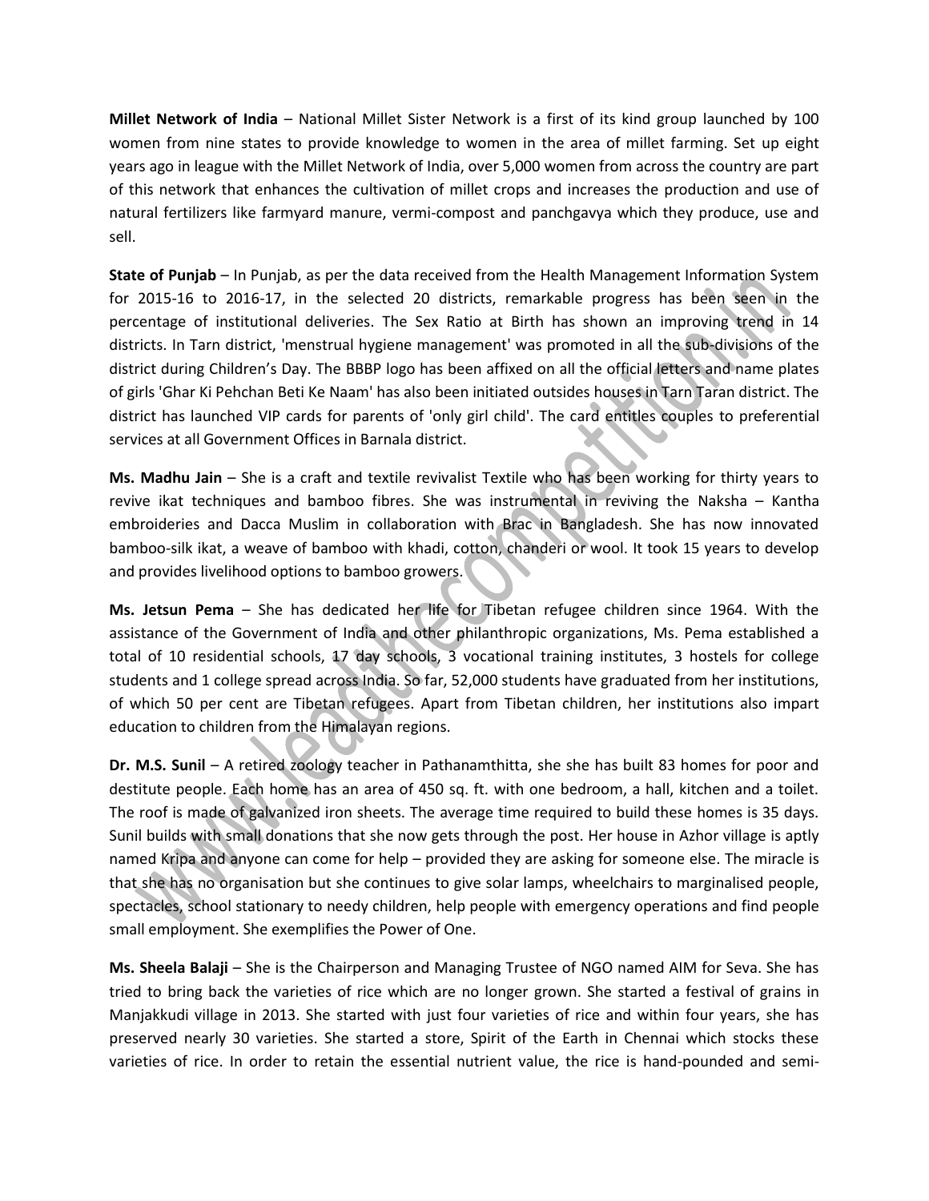**Millet Network of India** – National Millet Sister Network is a first of its kind group launched by 100 women from nine states to provide knowledge to women in the area of millet farming. Set up eight years ago in league with the Millet Network of India, over 5,000 women from across the country are part of this network that enhances the cultivation of millet crops and increases the production and use of natural fertilizers like farmyard manure, vermi-compost and panchgavya which they produce, use and sell.

**State of Punjab** – In Punjab, as per the data received from the Health Management Information System for 2015-16 to 2016-17, in the selected 20 districts, remarkable progress has been seen in the percentage of institutional deliveries. The Sex Ratio at Birth has shown an improving trend in 14 districts. In Tarn district, 'menstrual hygiene management' was promoted in all the sub-divisions of the district during Children's Day. The BBBP logo has been affixed on all the official letters and name plates of girls 'Ghar Ki Pehchan Beti Ke Naam' has also been initiated outsides houses in Tarn Taran district. The district has launched VIP cards for parents of 'only girl child'. The card entitles couples to preferential services at all Government Offices in Barnala district.

**Ms. Madhu Jain** – She is a craft and textile revivalist Textile who has been working for thirty years to revive ikat techniques and bamboo fibres. She was instrumental in reviving the Naksha – Kantha embroideries and Dacca Muslim in collaboration with Brac in Bangladesh. She has now innovated bamboo-silk ikat, a weave of bamboo with khadi, cotton, chanderi or wool. It took 15 years to develop and provides livelihood options to bamboo growers.

**Ms. Jetsun Pema** – She has dedicated her life for Tibetan refugee children since 1964. With the assistance of the Government of India and other philanthropic organizations, Ms. Pema established a total of 10 residential schools, 17 day schools, 3 vocational training institutes, 3 hostels for college students and 1 college spread across India. So far, 52,000 students have graduated from her institutions, of which 50 per cent are Tibetan refugees. Apart from Tibetan children, her institutions also impart education to children from the Himalayan regions.

**Dr. M.S. Sunil** – A retired zoology teacher in Pathanamthitta, she she has built 83 homes for poor and destitute people. Each home has an area of 450 sq. ft. with one bedroom, a hall, kitchen and a toilet. The roof is made of galvanized iron sheets. The average time required to build these homes is 35 days. Sunil builds with small donations that she now gets through the post. Her house in Azhor village is aptly named Kripa and anyone can come for help – provided they are asking for someone else. The miracle is that she has no organisation but she continues to give solar lamps, wheelchairs to marginalised people, spectacles, school stationary to needy children, help people with emergency operations and find people small employment. She exemplifies the Power of One.

**Ms. Sheela Balaji** – She is the Chairperson and Managing Trustee of NGO named AIM for Seva. She has tried to bring back the varieties of rice which are no longer grown. She started a festival of grains in Manjakkudi village in 2013. She started with just four varieties of rice and within four years, she has preserved nearly 30 varieties. She started a store, Spirit of the Earth in Chennai which stocks these varieties of rice. In order to retain the essential nutrient value, the rice is hand-pounded and semi-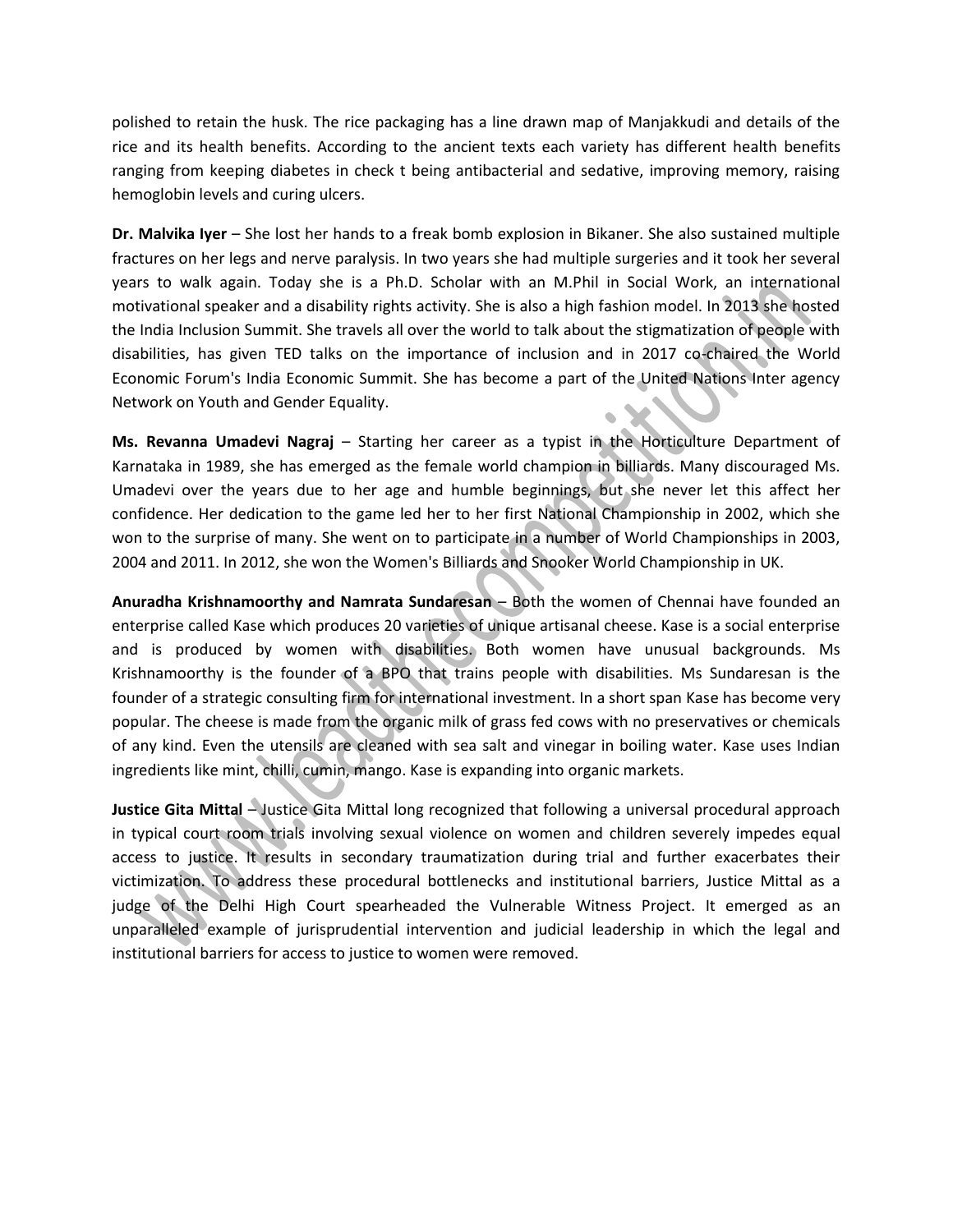polished to retain the husk. The rice packaging has a line drawn map of Manjakkudi and details of the rice and its health benefits. According to the ancient texts each variety has different health benefits ranging from keeping diabetes in check t being antibacterial and sedative, improving memory, raising hemoglobin levels and curing ulcers.

**Dr. Malvika Iyer** – She lost her hands to a freak bomb explosion in Bikaner. She also sustained multiple fractures on her legs and nerve paralysis. In two years she had multiple surgeries and it took her several years to walk again. Today she is a Ph.D. Scholar with an M.Phil in Social Work, an international motivational speaker and a disability rights activity. She is also a high fashion model. In 2013 she hosted the India Inclusion Summit. She travels all over the world to talk about the stigmatization of people with disabilities, has given TED talks on the importance of inclusion and in 2017 co-chaired the World Economic Forum's India Economic Summit. She has become a part of the United Nations Inter agency Network on Youth and Gender Equality.

**Ms. Revanna Umadevi Nagraj** – Starting her career as a typist in the Horticulture Department of Karnataka in 1989, she has emerged as the female world champion in billiards. Many discouraged Ms. Umadevi over the years due to her age and humble beginnings, but she never let this affect her confidence. Her dedication to the game led her to her first National Championship in 2002, which she won to the surprise of many. She went on to participate in a number of World Championships in 2003, 2004 and 2011. In 2012, she won the Women's Billiards and Snooker World Championship in UK.

**Anuradha Krishnamoorthy and Namrata Sundaresan** – Both the women of Chennai have founded an enterprise called Kase which produces 20 varieties of unique artisanal cheese. Kase is a social enterprise and is produced by women with disabilities. Both women have unusual backgrounds. Ms Krishnamoorthy is the founder of a BPO that trains people with disabilities. Ms Sundaresan is the founder of a strategic consulting firm for international investment. In a short span Kase has become very popular. The cheese is made from the organic milk of grass fed cows with no preservatives or chemicals of any kind. Even the utensils are cleaned with sea salt and vinegar in boiling water. Kase uses Indian ingredients like mint, chilli, cumin, mango. Kase is expanding into organic markets.

**Justice Gita Mittal** – Justice Gita Mittal long recognized that following a universal procedural approach in typical court room trials involving sexual violence on women and children severely impedes equal access to justice. It results in secondary traumatization during trial and further exacerbates their victimization. To address these procedural bottlenecks and institutional barriers, Justice Mittal as a judge of the Delhi High Court spearheaded the Vulnerable Witness Project. It emerged as an unparalleled example of jurisprudential intervention and judicial leadership in which the legal and institutional barriers for access to justice to women were removed.